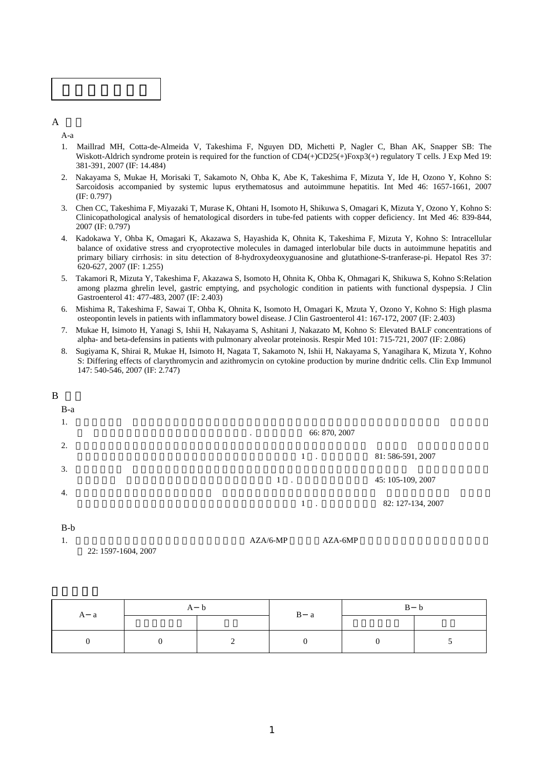A

A-a

1. Maillrad MH, Cotta-de-Almeida V, Takeshima F, Nguyen DD, Michetti P, Nagler C, Bhan AK, Snapper SB: The Wiskott-Aldrich syndrome protein is required for the function of CD4(+)CD25(+)Foxp3(+) regulatory T cells. J Exp Med 19: 381-391, 2007 (IF: 14.484)
2. Nakayama S, Mukae H, Morisaki T, Sakamoto N, Ohba K, Abe K, Takeshima F, Mizuta Y, Ide H, Ozono Y, Kohno S: Sarcoidosis accompanied by systemic lupus erythematosus and autoimmune hepatitis. Int Med 46: 1657-1661, 2007 (IF: 0.797)
3. Chen CC, Takeshima F, Miyazaki T, Murase K, Ohtani H, Isomoto H, Shikuwa S, Omagari K, Mizuta Y, Ozono Y, Kohno S: Clinicopathological analysis of hematological disorders in tube-fed patients with copper deficiency. Int Med 46: 839-844, 2007 (IF: 0.797)
4. Kadokawa Y, Ohba K, Omagari K, Akazawa S, Hayashida K, Ohnita K, Takeshima F, Mizuta Y, Kohno S: Intracellular balance of oxidative stress and cryoprotective molecules in damaged interlobular bile ducts in autoimmune hepatitis and primary biliary cirrhosis: in situ detection of 8-hydroxydeoxyguanosine and glutathione-S-tranferase-pi. Hepatol Res 37: 620-627, 2007 (IF: 1.255)
5. Takamori R, Mizuta Y, Takeshima F, Akazawa S, Isomoto H, Ohnita K, Ohba K, Ohmagari K, Shikuwa S, Kohno S:Relation among plazma ghrelin level, gastric emptying, and psychologic condition in patients with functional dyspepsia. J Clin Gastroenterol 41: 477-483, 2007 (IF: 2.403)
6. Mishima R, Takeshima F, Sawai T, Ohba K, Ohnita K, Isomoto H, Omagari K, Mzuta Y, Ozono Y, Kohno S: High plasma osteopontin levels in patients with inflammatory bowel disease. J Clin Gastroenterol 41: 167-172, 2007 (IF: 2.403)
7. Mukae H, Isimoto H, Yanagi S, Ishii H, Nakayama S, Ashitani J, Nakazato M, Kohno S: Elevated BALF concentrations of alpha- and beta-defensins in patients with pulmonary alveolar proteinosis. Respir Med 101: 715-721, 2007 (IF: 2.086)
8. Sugiyama K, Shirai R, Mukae H, Isimoto H, Nagata T, Sakamoto N, Ishii H, Nakayama S, Yanagihara K, Mizuta Y, Kohno S: Differing effects of clarythromycin and azithromycin on cytokine production by murine dndritic cells. Clin Exp Immunol 147: 540-546, 2007 (IF: 2.747)

B

B-a

1. . 66: 870, 2007
2. 1 . 81: 586-591, 2007
3. 1 . 45: 105-109, 2007
4. 1 . 82: 127-134, 2007

B-b

1. AZA/6-MP AZA-6MP 22: 1597-1604, 2007

| A－a | A－b | | B－a | B－b | |
|---|---|---|---|---|---|
| | | | | | |
| 0 | 0 | 2 | 0 | 0 | 5 |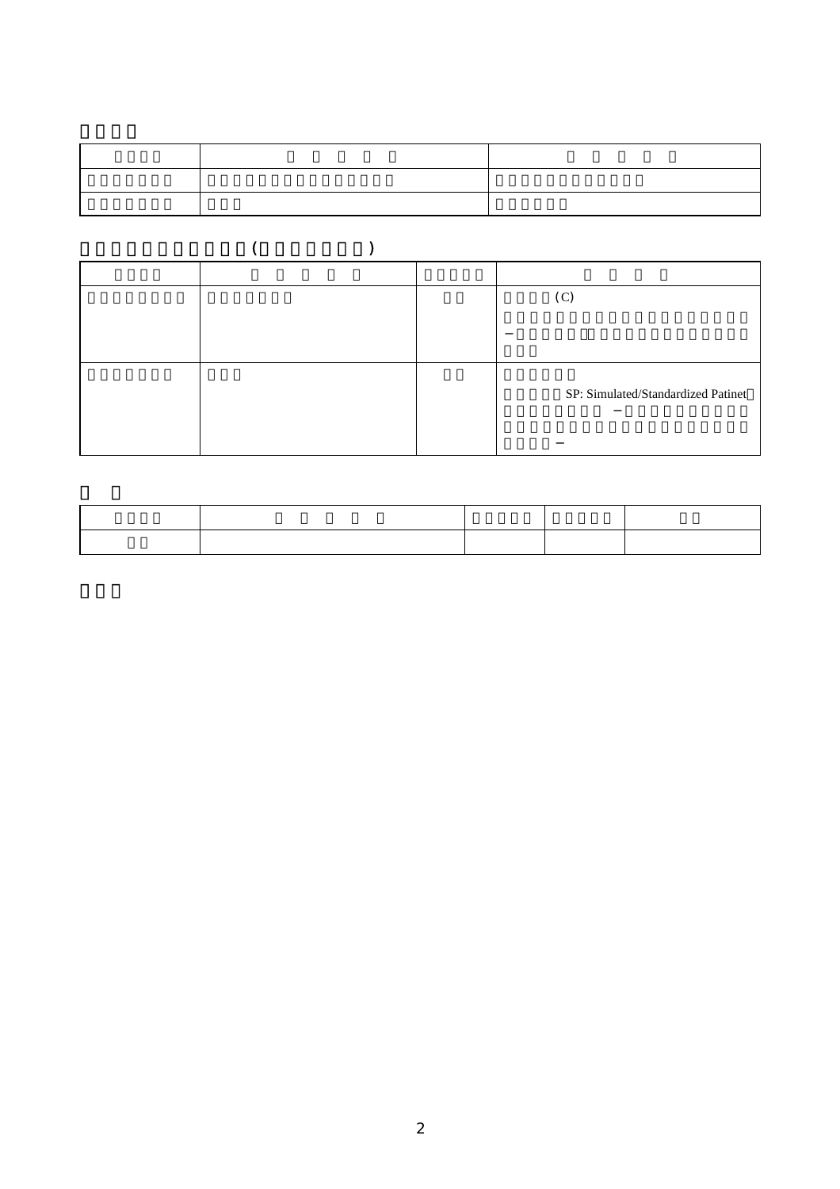| | | |
|---|---|---|
| | | |
| | | |
| | | |

( )

| | | | |
|---|---|---|---|
| | | | |
| | | | (C) − |
| | | | SP: Simulated/Standardized Patinet − − |

| | | | | |
|---|---|---|---|---|
| | | | | |
| | | | | |